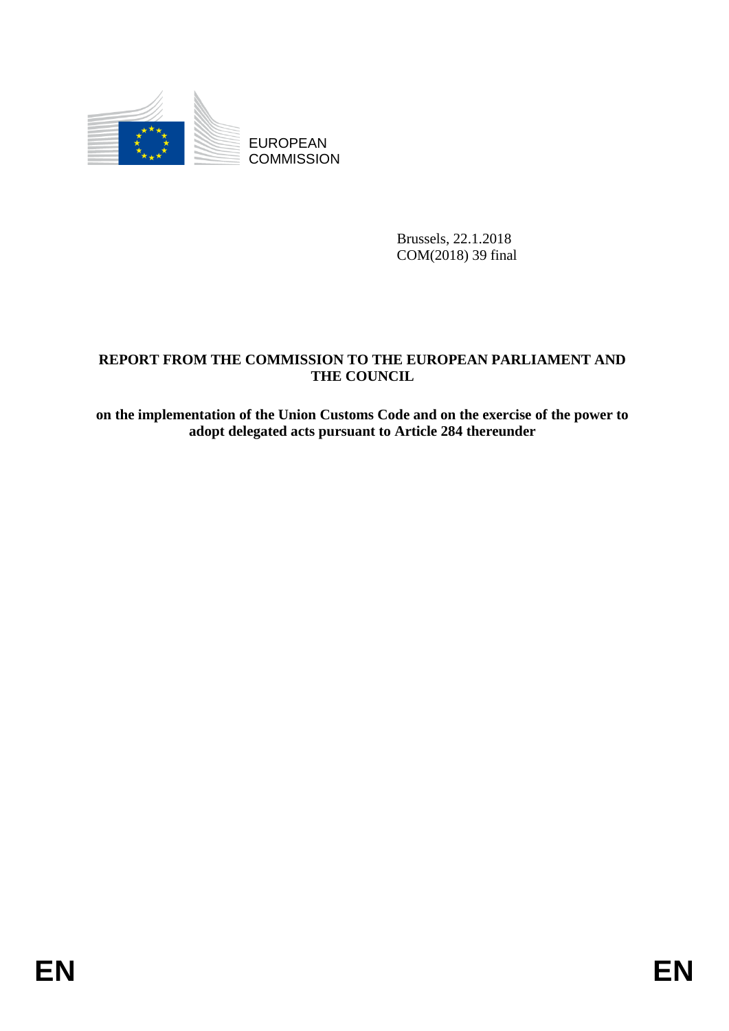EUROPEAN COMMISSION

Brussels, 22.1.2018
COM(2018) 39 final

**REPORT FROM THE COMMISSION TO THE EUROPEAN PARLIAMENT AND THE COUNCIL**

**on the implementation of the Union Customs Code and on the exercise of the power to adopt delegated acts pursuant to Article 284 thereunder**

EN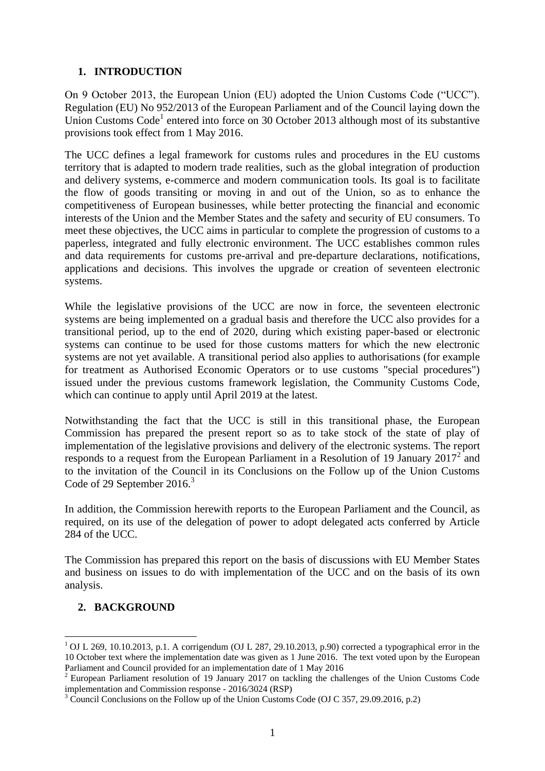## 1. INTRODUCTION

On 9 October 2013, the European Union (EU) adopted the Union Customs Code ("UCC"). Regulation (EU) No 952/2013 of the European Parliament and of the Council laying down the Union Customs Code[1] entered into force on 30 October 2013 although most of its substantive provisions took effect from 1 May 2016.

The UCC defines a legal framework for customs rules and procedures in the EU customs territory that is adapted to modern trade realities, such as the global integration of production and delivery systems, e-commerce and modern communication tools. Its goal is to facilitate the flow of goods transiting or moving in and out of the Union, so as to enhance the competitiveness of European businesses, while better protecting the financial and economic interests of the Union and the Member States and the safety and security of EU consumers. To meet these objectives, the UCC aims in particular to complete the progression of customs to a paperless, integrated and fully electronic environment. The UCC establishes common rules and data requirements for customs pre-arrival and pre-departure declarations, notifications, applications and decisions. This involves the upgrade or creation of seventeen electronic systems.

While the legislative provisions of the UCC are now in force, the seventeen electronic systems are being implemented on a gradual basis and therefore the UCC also provides for a transitional period, up to the end of 2020, during which existing paper-based or electronic systems can continue to be used for those customs matters for which the new electronic systems are not yet available. A transitional period also applies to authorisations (for example for treatment as Authorised Economic Operators or to use customs "special procedures") issued under the previous customs framework legislation, the Community Customs Code, which can continue to apply until April 2019 at the latest.

Notwithstanding the fact that the UCC is still in this transitional phase, the European Commission has prepared the present report so as to take stock of the state of play of implementation of the legislative provisions and delivery of the electronic systems. The report responds to a request from the European Parliament in a Resolution of 19 January 2017[2] and to the invitation of the Council in its Conclusions on the Follow up of the Union Customs Code of 29 September 2016.[3]

In addition, the Commission herewith reports to the European Parliament and the Council, as required, on its use of the delegation of power to adopt delegated acts conferred by Article 284 of the UCC.

The Commission has prepared this report on the basis of discussions with EU Member States and business on issues to do with implementation of the UCC and on the basis of its own analysis.

## 2. BACKGROUND

---

[1] OJ L 269, 10.10.2013, p.1. A corrigendum (OJ L 287, 29.10.2013, p.90) corrected a typographical error in the 10 October text where the implementation date was given as 1 June 2016. The text voted upon by the European Parliament and Council provided for an implementation date of 1 May 2016

[2] European Parliament resolution of 19 January 2017 on tackling the challenges of the Union Customs Code implementation and Commission response - 2016/3024 (RSP)

[3] Council Conclusions on the Follow up of the Union Customs Code (OJ C 357, 29.09.2016, p.2)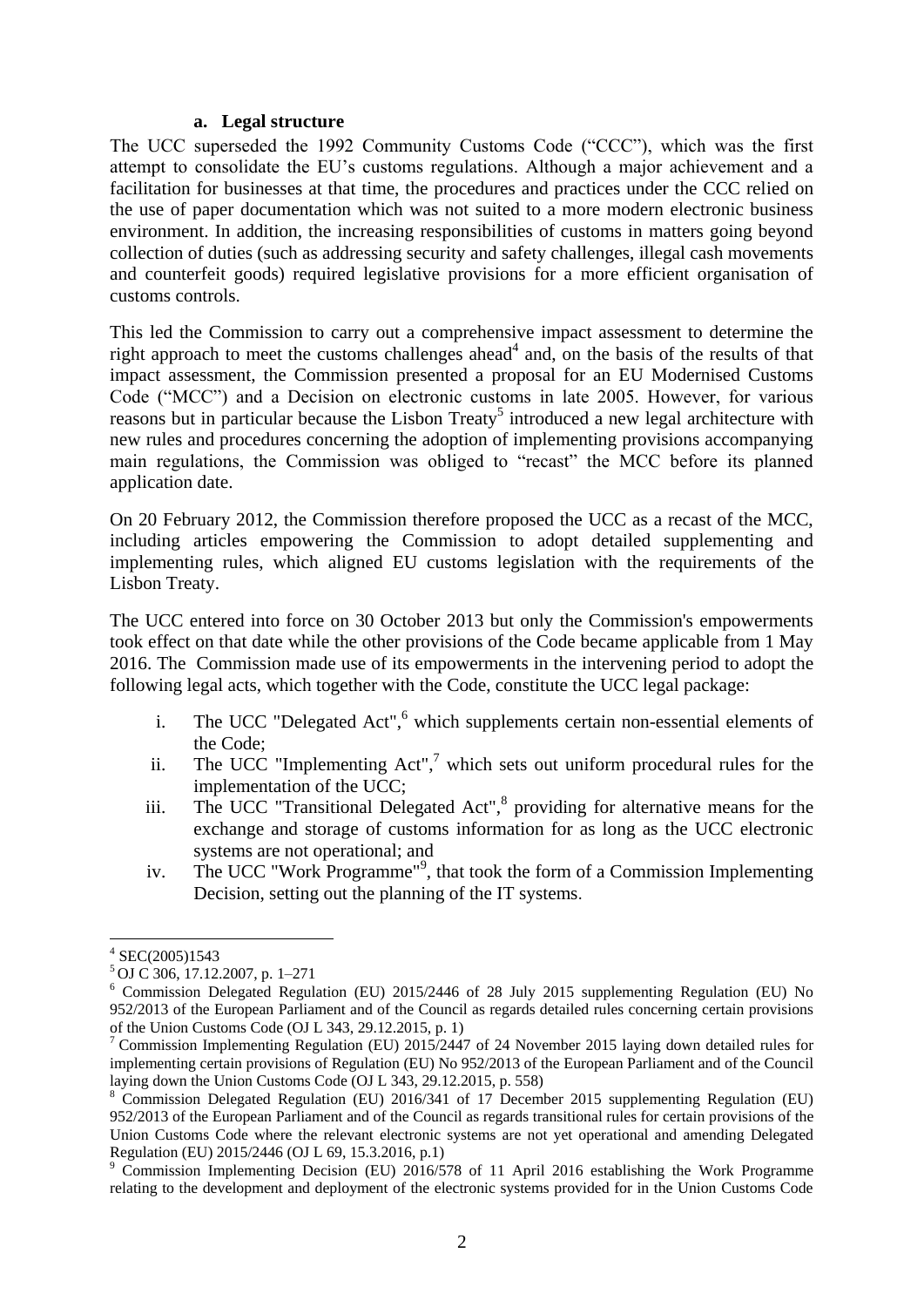### a. Legal structure

The UCC superseded the 1992 Community Customs Code ("CCC"), which was the first attempt to consolidate the EU's customs regulations. Although a major achievement and a facilitation for businesses at that time, the procedures and practices under the CCC relied on the use of paper documentation which was not suited to a more modern electronic business environment. In addition, the increasing responsibilities of customs in matters going beyond collection of duties (such as addressing security and safety challenges, illegal cash movements and counterfeit goods) required legislative provisions for a more efficient organisation of customs controls.

This led the Commission to carry out a comprehensive impact assessment to determine the right approach to meet the customs challenges ahead[4] and, on the basis of the results of that impact assessment, the Commission presented a proposal for an EU Modernised Customs Code ("MCC") and a Decision on electronic customs in late 2005. However, for various reasons but in particular because the Lisbon Treaty[5] introduced a new legal architecture with new rules and procedures concerning the adoption of implementing provisions accompanying main regulations, the Commission was obliged to "recast" the MCC before its planned application date.

On 20 February 2012, the Commission therefore proposed the UCC as a recast of the MCC, including articles empowering the Commission to adopt detailed supplementing and implementing rules, which aligned EU customs legislation with the requirements of the Lisbon Treaty.

The UCC entered into force on 30 October 2013 but only the Commission's empowerments took effect on that date while the other provisions of the Code became applicable from 1 May 2016. The Commission made use of its empowerments in the intervening period to adopt the following legal acts, which together with the Code, constitute the UCC legal package:

i. The UCC "Delegated Act",[6] which supplements certain non-essential elements of the Code;
ii. The UCC "Implementing Act",[7] which sets out uniform procedural rules for the implementation of the UCC;
iii. The UCC "Transitional Delegated Act",[8] providing for alternative means for the exchange and storage of customs information for as long as the UCC electronic systems are not operational; and
iv. The UCC "Work Programme"[9], that took the form of a Commission Implementing Decision, setting out the planning of the IT systems.

---

[4] SEC(2005)1543

[5] OJ C 306, 17.12.2007, p. 1–271

[6] Commission Delegated Regulation (EU) 2015/2446 of 28 July 2015 supplementing Regulation (EU) No 952/2013 of the European Parliament and of the Council as regards detailed rules concerning certain provisions of the Union Customs Code (OJ L 343, 29.12.2015, p. 1)

[7] Commission Implementing Regulation (EU) 2015/2447 of 24 November 2015 laying down detailed rules for implementing certain provisions of Regulation (EU) No 952/2013 of the European Parliament and of the Council laying down the Union Customs Code (OJ L 343, 29.12.2015, p. 558)

[8] Commission Delegated Regulation (EU) 2016/341 of 17 December 2015 supplementing Regulation (EU) 952/2013 of the European Parliament and of the Council as regards transitional rules for certain provisions of the Union Customs Code where the relevant electronic systems are not yet operational and amending Delegated Regulation (EU) 2015/2446 (OJ L 69, 15.3.2016, p.1)

[9] Commission Implementing Decision (EU) 2016/578 of 11 April 2016 establishing the Work Programme relating to the development and deployment of the electronic systems provided for in the Union Customs Code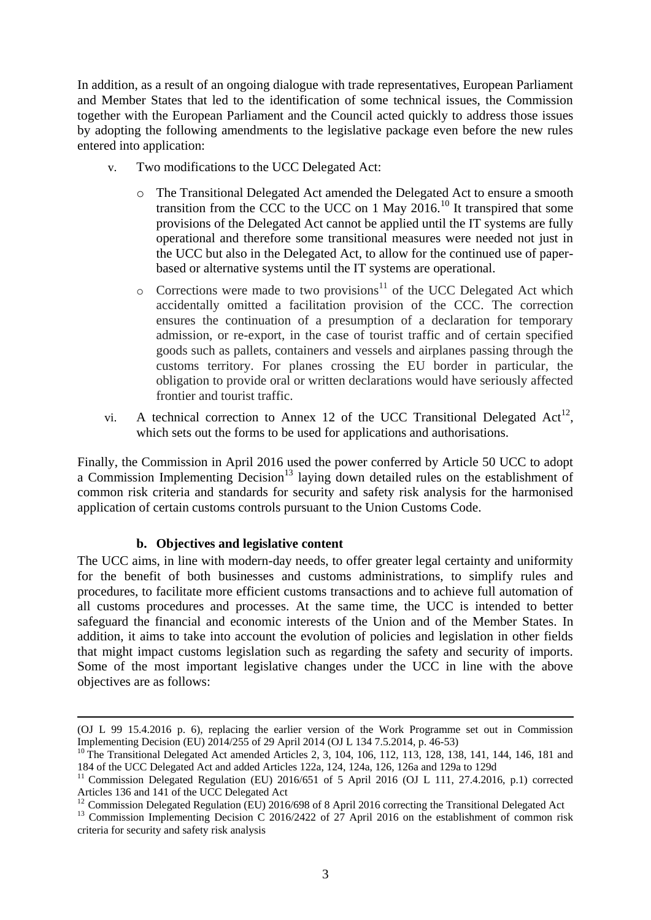In addition, as a result of an ongoing dialogue with trade representatives, European Parliament and Member States that led to the identification of some technical issues, the Commission together with the European Parliament and the Council acted quickly to address those issues by adopting the following amendments to the legislative package even before the new rules entered into application:

v. Two modifications to the UCC Delegated Act:

  - The Transitional Delegated Act amended the Delegated Act to ensure a smooth transition from the CCC to the UCC on 1 May 2016.[10] It transpired that some provisions of the Delegated Act cannot be applied until the IT systems are fully operational and therefore some transitional measures were needed not just in the UCC but also in the Delegated Act, to allow for the continued use of paper-based or alternative systems until the IT systems are operational.
  - Corrections were made to two provisions[11] of the UCC Delegated Act which accidentally omitted a facilitation provision of the CCC. The correction ensures the continuation of a presumption of a declaration for temporary admission, or re-export, in the case of tourist traffic and of certain specified goods such as pallets, containers and vessels and airplanes passing through the customs territory. For planes crossing the EU border in particular, the obligation to provide oral or written declarations would have seriously affected frontier and tourist traffic.

vi. A technical correction to Annex 12 of the UCC Transitional Delegated Act[12], which sets out the forms to be used for applications and authorisations.

Finally, the Commission in April 2016 used the power conferred by Article 50 UCC to adopt a Commission Implementing Decision[13] laying down detailed rules on the establishment of common risk criteria and standards for security and safety risk analysis for the harmonised application of certain customs controls pursuant to the Union Customs Code.

### b. Objectives and legislative content

The UCC aims, in line with modern-day needs, to offer greater legal certainty and uniformity for the benefit of both businesses and customs administrations, to simplify rules and procedures, to facilitate more efficient customs transactions and to achieve full automation of all customs procedures and processes. At the same time, the UCC is intended to better safeguard the financial and economic interests of the Union and of the Member States. In addition, it aims to take into account the evolution of policies and legislation in other fields that might impact customs legislation such as regarding the safety and security of imports. Some of the most important legislative changes under the UCC in line with the above objectives are as follows:

---

(OJ L 99 15.4.2016 p. 6), replacing the earlier version of the Work Programme set out in Commission Implementing Decision (EU) 2014/255 of 29 April 2014 (OJ L 134 7.5.2014, p. 46-53)

[10] The Transitional Delegated Act amended Articles 2, 3, 104, 106, 112, 113, 128, 138, 141, 144, 146, 181 and 184 of the UCC Delegated Act and added Articles 122a, 124, 124a, 126, 126a and 129a to 129d

[11] Commission Delegated Regulation (EU) 2016/651 of 5 April 2016 (OJ L 111, 27.4.2016, p.1) corrected Articles 136 and 141 of the UCC Delegated Act

[12] Commission Delegated Regulation (EU) 2016/698 of 8 April 2016 correcting the Transitional Delegated Act

[13] Commission Implementing Decision C 2016/2422 of 27 April 2016 on the establishment of common risk criteria for security and safety risk analysis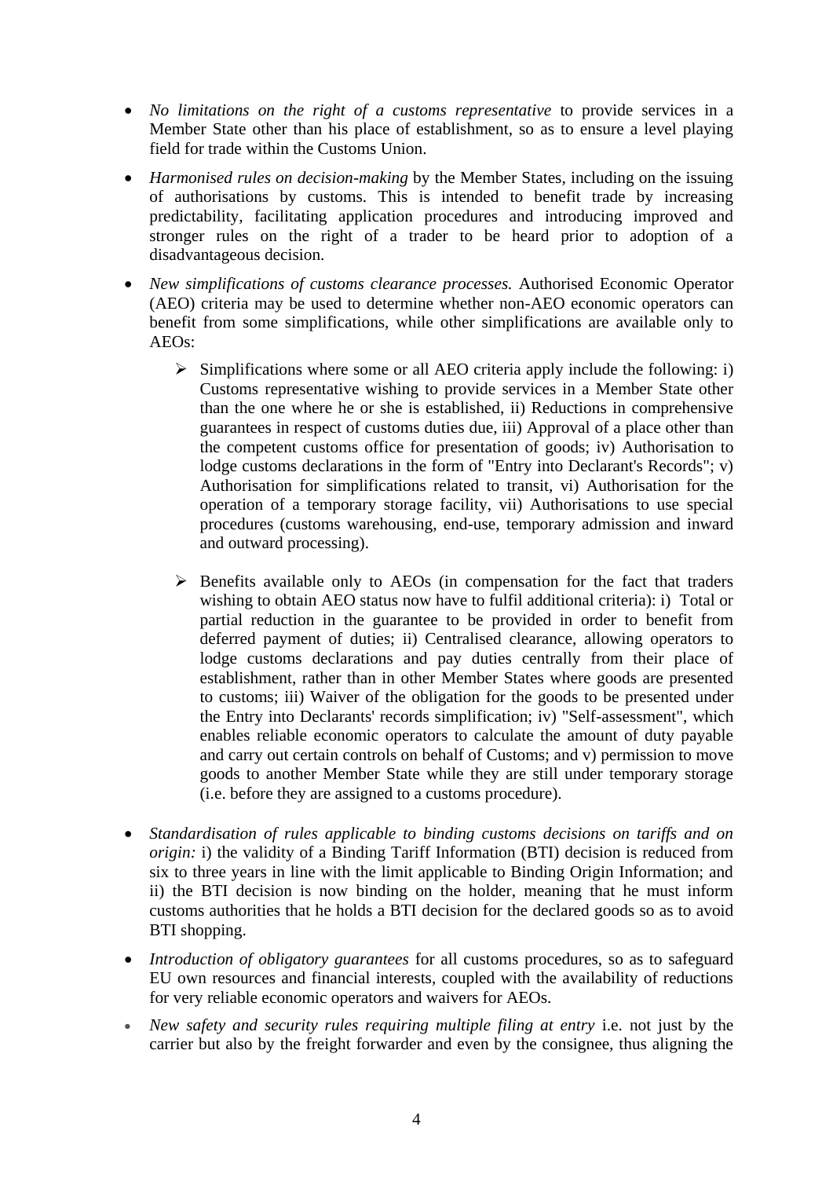- *No limitations on the right of a customs representative* to provide services in a Member State other than his place of establishment, so as to ensure a level playing field for trade within the Customs Union.

- *Harmonised rules on decision-making* by the Member States, including on the issuing of authorisations by customs. This is intended to benefit trade by increasing predictability, facilitating application procedures and introducing improved and stronger rules on the right of a trader to be heard prior to adoption of a disadvantageous decision.

- *New simplifications of customs clearance processes.* Authorised Economic Operator (AEO) criteria may be used to determine whether non-AEO economic operators can benefit from some simplifications, while other simplifications are available only to AEOs:

  - Simplifications where some or all AEO criteria apply include the following: i) Customs representative wishing to provide services in a Member State other than the one where he or she is established, ii) Reductions in comprehensive guarantees in respect of customs duties due, iii) Approval of a place other than the competent customs office for presentation of goods; iv) Authorisation to lodge customs declarations in the form of "Entry into Declarant's Records"; v) Authorisation for simplifications related to transit, vi) Authorisation for the operation of a temporary storage facility, vii) Authorisations to use special procedures (customs warehousing, end-use, temporary admission and inward and outward processing).

  - Benefits available only to AEOs (in compensation for the fact that traders wishing to obtain AEO status now have to fulfil additional criteria): i) Total or partial reduction in the guarantee to be provided in order to benefit from deferred payment of duties; ii) Centralised clearance, allowing operators to lodge customs declarations and pay duties centrally from their place of establishment, rather than in other Member States where goods are presented to customs; iii) Waiver of the obligation for the goods to be presented under the Entry into Declarants' records simplification; iv) "Self-assessment", which enables reliable economic operators to calculate the amount of duty payable and carry out certain controls on behalf of Customs; and v) permission to move goods to another Member State while they are still under temporary storage (i.e. before they are assigned to a customs procedure).

- *Standardisation of rules applicable to binding customs decisions on tariffs and on origin:* i) the validity of a Binding Tariff Information (BTI) decision is reduced from six to three years in line with the limit applicable to Binding Origin Information; and ii) the BTI decision is now binding on the holder, meaning that he must inform customs authorities that he holds a BTI decision for the declared goods so as to avoid BTI shopping.

- *Introduction of obligatory guarantees* for all customs procedures, so as to safeguard EU own resources and financial interests, coupled with the availability of reductions for very reliable economic operators and waivers for AEOs.

- *New safety and security rules requiring multiple filing at entry* i.e. not just by the carrier but also by the freight forwarder and even by the consignee, thus aligning the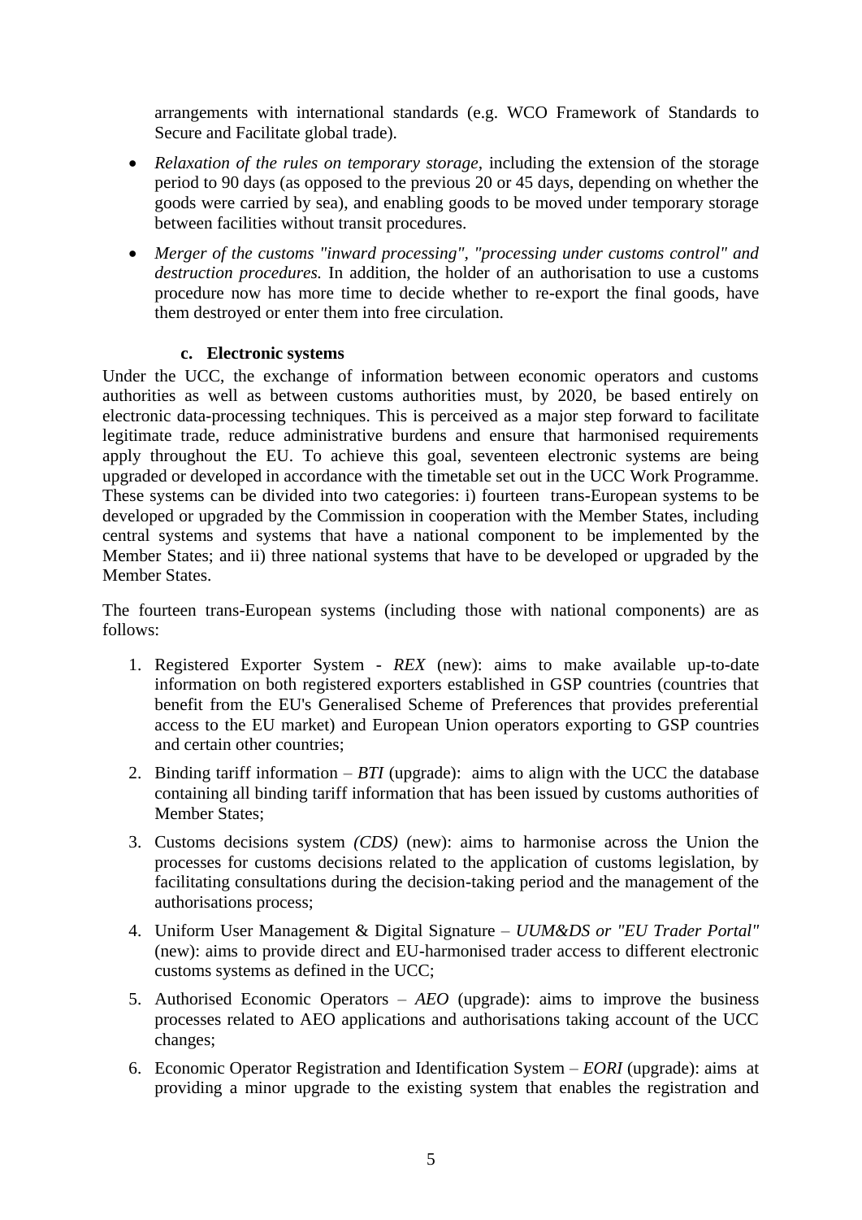arrangements with international standards (e.g. WCO Framework of Standards to Secure and Facilitate global trade).

- *Relaxation of the rules on temporary storage*, including the extension of the storage period to 90 days (as opposed to the previous 20 or 45 days, depending on whether the goods were carried by sea), and enabling goods to be moved under temporary storage between facilities without transit procedures.
- *Merger of the customs "inward processing", "processing under customs control" and destruction procedures.* In addition, the holder of an authorisation to use a customs procedure now has more time to decide whether to re-export the final goods, have them destroyed or enter them into free circulation.

### c. Electronic systems

Under the UCC, the exchange of information between economic operators and customs authorities as well as between customs authorities must, by 2020, be based entirely on electronic data-processing techniques. This is perceived as a major step forward to facilitate legitimate trade, reduce administrative burdens and ensure that harmonised requirements apply throughout the EU. To achieve this goal, seventeen electronic systems are being upgraded or developed in accordance with the timetable set out in the UCC Work Programme. These systems can be divided into two categories: i) fourteen trans-European systems to be developed or upgraded by the Commission in cooperation with the Member States, including central systems and systems that have a national component to be implemented by the Member States; and ii) three national systems that have to be developed or upgraded by the Member States.

The fourteen trans-European systems (including those with national components) are as follows:

1. Registered Exporter System - *REX* (new): aims to make available up-to-date information on both registered exporters established in GSP countries (countries that benefit from the EU's Generalised Scheme of Preferences that provides preferential access to the EU market) and European Union operators exporting to GSP countries and certain other countries;
2. Binding tariff information – *BTI* (upgrade): aims to align with the UCC the database containing all binding tariff information that has been issued by customs authorities of Member States;
3. Customs decisions system *(CDS)* (new): aims to harmonise across the Union the processes for customs decisions related to the application of customs legislation, by facilitating consultations during the decision-taking period and the management of the authorisations process;
4. Uniform User Management & Digital Signature – *UUM&DS or "EU Trader Portal"* (new): aims to provide direct and EU-harmonised trader access to different electronic customs systems as defined in the UCC;
5. Authorised Economic Operators – *AEO* (upgrade): aims to improve the business processes related to AEO applications and authorisations taking account of the UCC changes;
6. Economic Operator Registration and Identification System – *EORI* (upgrade): aims at providing a minor upgrade to the existing system that enables the registration and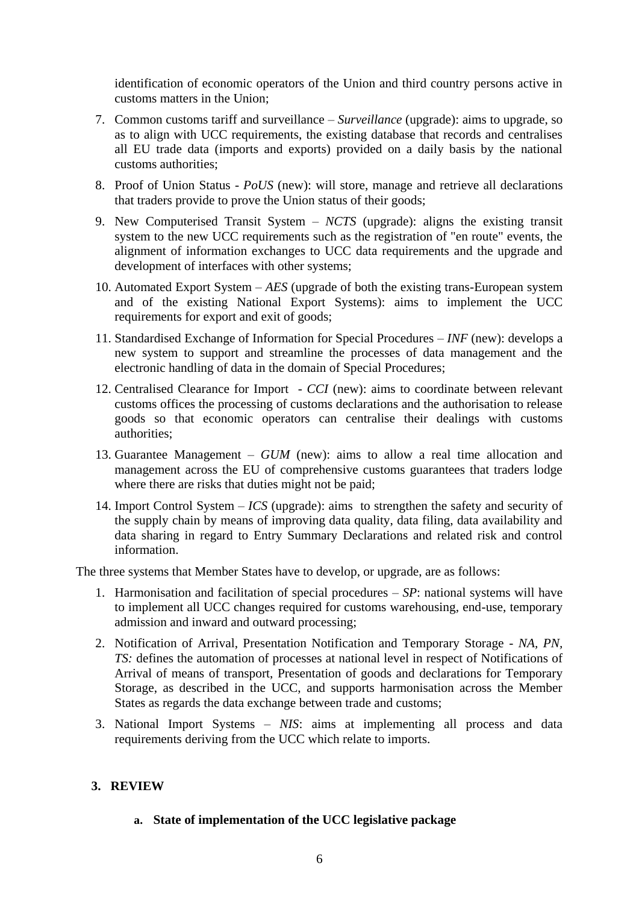identification of economic operators of the Union and third country persons active in customs matters in the Union;

7. Common customs tariff and surveillance – *Surveillance* (upgrade): aims to upgrade, so as to align with UCC requirements, the existing database that records and centralises all EU trade data (imports and exports) provided on a daily basis by the national customs authorities;
8. Proof of Union Status - *PoUS* (new): will store, manage and retrieve all declarations that traders provide to prove the Union status of their goods;
9. New Computerised Transit System – *NCTS* (upgrade): aligns the existing transit system to the new UCC requirements such as the registration of "en route" events, the alignment of information exchanges to UCC data requirements and the upgrade and development of interfaces with other systems;
10. Automated Export System – *AES* (upgrade of both the existing trans-European system and of the existing National Export Systems): aims to implement the UCC requirements for export and exit of goods;
11. Standardised Exchange of Information for Special Procedures – *INF* (new): develops a new system to support and streamline the processes of data management and the electronic handling of data in the domain of Special Procedures;
12. Centralised Clearance for Import - *CCI* (new): aims to coordinate between relevant customs offices the processing of customs declarations and the authorisation to release goods so that economic operators can centralise their dealings with customs authorities;
13. Guarantee Management – *GUM* (new): aims to allow a real time allocation and management across the EU of comprehensive customs guarantees that traders lodge where there are risks that duties might not be paid;
14. Import Control System – *ICS* (upgrade): aims to strengthen the safety and security of the supply chain by means of improving data quality, data filing, data availability and data sharing in regard to Entry Summary Declarations and related risk and control information.

The three systems that Member States have to develop, or upgrade, are as follows:

1. Harmonisation and facilitation of special procedures – *SP*: national systems will have to implement all UCC changes required for customs warehousing, end-use, temporary admission and inward and outward processing;
2. Notification of Arrival, Presentation Notification and Temporary Storage - *NA, PN, TS:* defines the automation of processes at national level in respect of Notifications of Arrival of means of transport, Presentation of goods and declarations for Temporary Storage, as described in the UCC, and supports harmonisation across the Member States as regards the data exchange between trade and customs;
3. National Import Systems – *NIS*: aims at implementing all process and data requirements deriving from the UCC which relate to imports.

## 3. REVIEW

### a. State of implementation of the UCC legislative package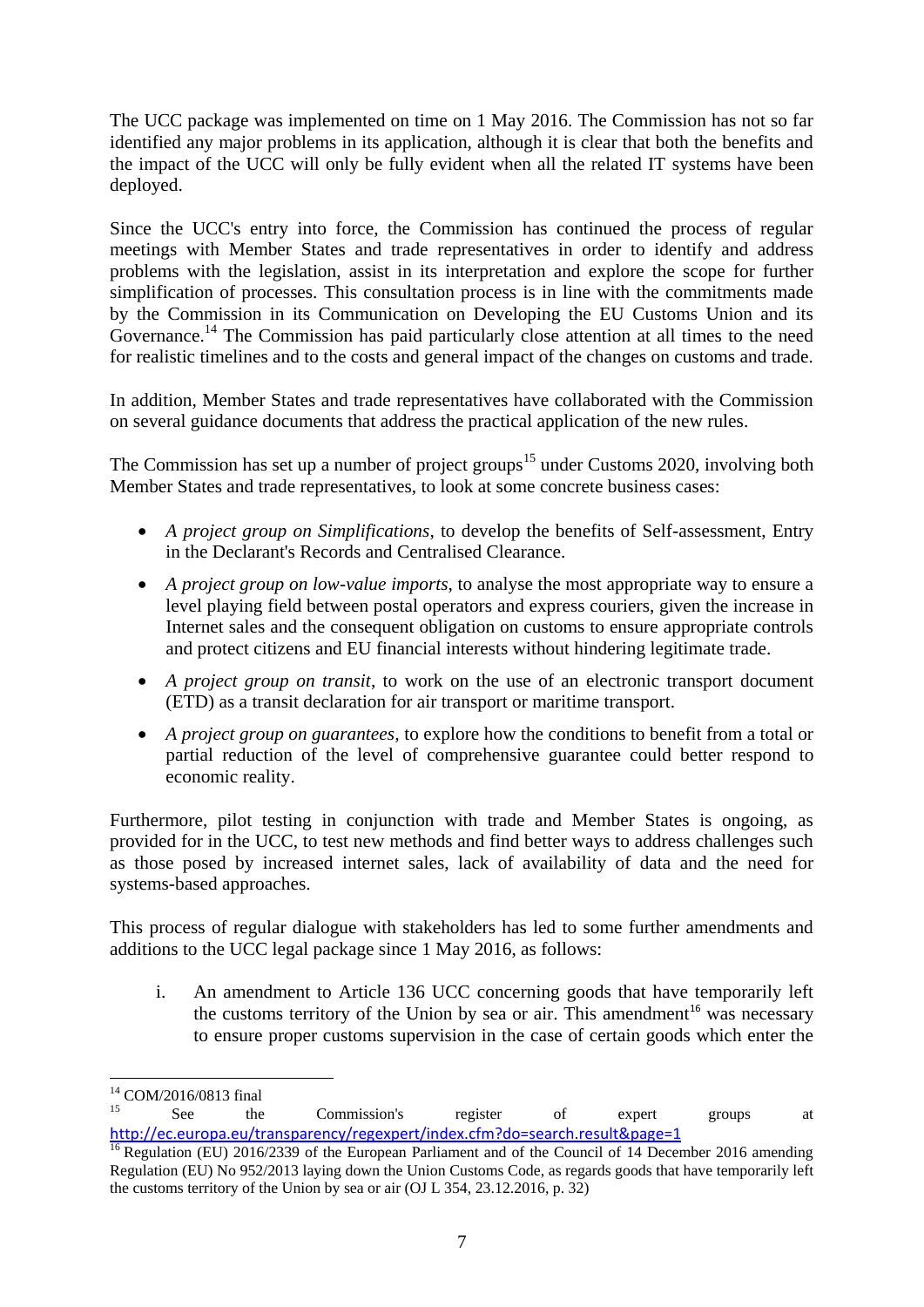The UCC package was implemented on time on 1 May 2016. The Commission has not so far identified any major problems in its application, although it is clear that both the benefits and the impact of the UCC will only be fully evident when all the related IT systems have been deployed.

Since the UCC's entry into force, the Commission has continued the process of regular meetings with Member States and trade representatives in order to identify and address problems with the legislation, assist in its interpretation and explore the scope for further simplification of processes. This consultation process is in line with the commitments made by the Commission in its Communication on Developing the EU Customs Union and its Governance.[14] The Commission has paid particularly close attention at all times to the need for realistic timelines and to the costs and general impact of the changes on customs and trade.

In addition, Member States and trade representatives have collaborated with the Commission on several guidance documents that address the practical application of the new rules.

The Commission has set up a number of project groups[15] under Customs 2020, involving both Member States and trade representatives, to look at some concrete business cases:

- *A project group on Simplifications*, to develop the benefits of Self-assessment, Entry in the Declarant's Records and Centralised Clearance.
- *A project group on low-value imports*, to analyse the most appropriate way to ensure a level playing field between postal operators and express couriers, given the increase in Internet sales and the consequent obligation on customs to ensure appropriate controls and protect citizens and EU financial interests without hindering legitimate trade.
- *A project group on transit*, to work on the use of an electronic transport document (ETD) as a transit declaration for air transport or maritime transport.
- *A project group on guarantees,* to explore how the conditions to benefit from a total or partial reduction of the level of comprehensive guarantee could better respond to economic reality.

Furthermore, pilot testing in conjunction with trade and Member States is ongoing, as provided for in the UCC, to test new methods and find better ways to address challenges such as those posed by increased internet sales, lack of availability of data and the need for systems-based approaches.

This process of regular dialogue with stakeholders has led to some further amendments and additions to the UCC legal package since 1 May 2016, as follows:

i. An amendment to Article 136 UCC concerning goods that have temporarily left the customs territory of the Union by sea or air. This amendment[16] was necessary to ensure proper customs supervision in the case of certain goods which enter the

---

[14] COM/2016/0813 final

[15] See the Commission's register of expert groups at http://ec.europa.eu/transparency/regexpert/index.cfm?do=search.result&page=1

[16] Regulation (EU) 2016/2339 of the European Parliament and of the Council of 14 December 2016 amending Regulation (EU) No 952/2013 laying down the Union Customs Code, as regards goods that have temporarily left the customs territory of the Union by sea or air (OJ L 354, 23.12.2016, p. 32)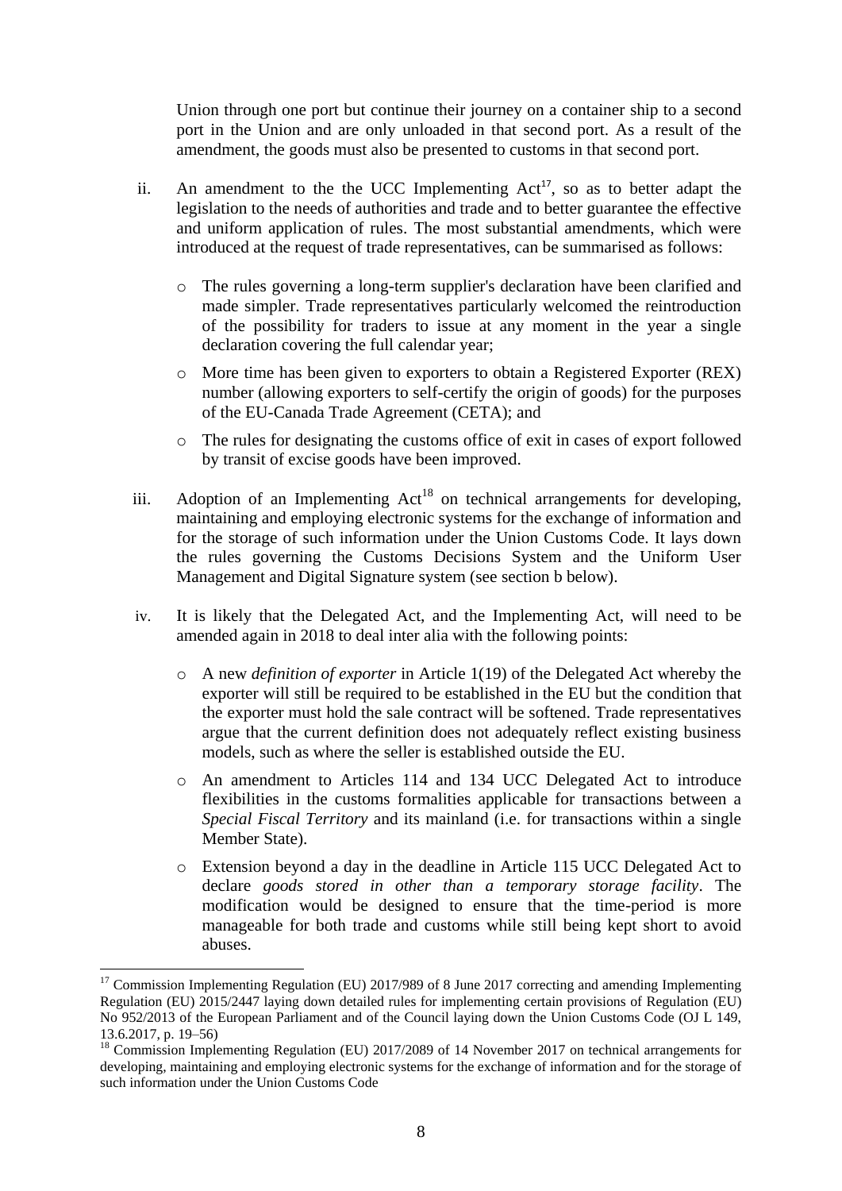Union through one port but continue their journey on a container ship to a second port in the Union and are only unloaded in that second port. As a result of the amendment, the goods must also be presented to customs in that second port.

ii. An amendment to the the UCC Implementing Act[17], so as to better adapt the legislation to the needs of authorities and trade and to better guarantee the effective and uniform application of rules. The most substantial amendments, which were introduced at the request of trade representatives, can be summarised as follows:

   - The rules governing a long-term supplier's declaration have been clarified and made simpler. Trade representatives particularly welcomed the reintroduction of the possibility for traders to issue at any moment in the year a single declaration covering the full calendar year;
   - More time has been given to exporters to obtain a Registered Exporter (REX) number (allowing exporters to self-certify the origin of goods) for the purposes of the EU-Canada Trade Agreement (CETA); and
   - The rules for designating the customs office of exit in cases of export followed by transit of excise goods have been improved.

iii. Adoption of an Implementing Act[18] on technical arrangements for developing, maintaining and employing electronic systems for the exchange of information and for the storage of such information under the Union Customs Code. It lays down the rules governing the Customs Decisions System and the Uniform User Management and Digital Signature system (see section b below).

iv. It is likely that the Delegated Act, and the Implementing Act, will need to be amended again in 2018 to deal inter alia with the following points:

   - A new *definition of exporter* in Article 1(19) of the Delegated Act whereby the exporter will still be required to be established in the EU but the condition that the exporter must hold the sale contract will be softened. Trade representatives argue that the current definition does not adequately reflect existing business models, such as where the seller is established outside the EU.
   - An amendment to Articles 114 and 134 UCC Delegated Act to introduce flexibilities in the customs formalities applicable for transactions between a *Special Fiscal Territory* and its mainland (i.e. for transactions within a single Member State).
   - Extension beyond a day in the deadline in Article 115 UCC Delegated Act to declare *goods stored in other than a temporary storage facility*. The modification would be designed to ensure that the time-period is more manageable for both trade and customs while still being kept short to avoid abuses.

---

[17] Commission Implementing Regulation (EU) 2017/989 of 8 June 2017 correcting and amending Implementing Regulation (EU) 2015/2447 laying down detailed rules for implementing certain provisions of Regulation (EU) No 952/2013 of the European Parliament and of the Council laying down the Union Customs Code (OJ L 149, 13.6.2017, p. 19–56)

[18] Commission Implementing Regulation (EU) 2017/2089 of 14 November 2017 on technical arrangements for developing, maintaining and employing electronic systems for the exchange of information and for the storage of such information under the Union Customs Code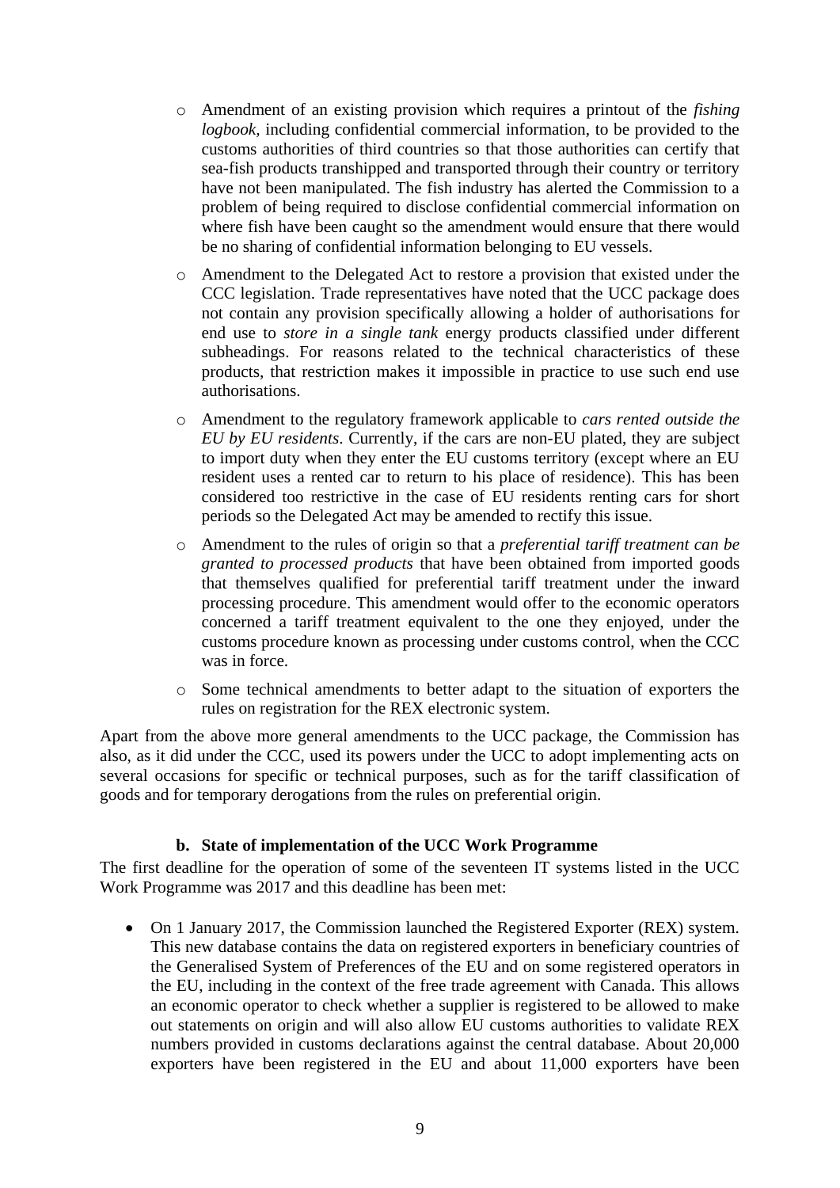- Amendment of an existing provision which requires a printout of the *fishing logbook*, including confidential commercial information, to be provided to the customs authorities of third countries so that those authorities can certify that sea-fish products transhipped and transported through their country or territory have not been manipulated. The fish industry has alerted the Commission to a problem of being required to disclose confidential commercial information on where fish have been caught so the amendment would ensure that there would be no sharing of confidential information belonging to EU vessels.
  - Amendment to the Delegated Act to restore a provision that existed under the CCC legislation. Trade representatives have noted that the UCC package does not contain any provision specifically allowing a holder of authorisations for end use to *store in a single tank* energy products classified under different subheadings. For reasons related to the technical characteristics of these products, that restriction makes it impossible in practice to use such end use authorisations.
  - Amendment to the regulatory framework applicable to *cars rented outside the EU by EU residents*. Currently, if the cars are non-EU plated, they are subject to import duty when they enter the EU customs territory (except where an EU resident uses a rented car to return to his place of residence). This has been considered too restrictive in the case of EU residents renting cars for short periods so the Delegated Act may be amended to rectify this issue.
  - Amendment to the rules of origin so that a *preferential tariff treatment can be granted to processed products* that have been obtained from imported goods that themselves qualified for preferential tariff treatment under the inward processing procedure. This amendment would offer to the economic operators concerned a tariff treatment equivalent to the one they enjoyed, under the customs procedure known as processing under customs control, when the CCC was in force.
  - Some technical amendments to better adapt to the situation of exporters the rules on registration for the REX electronic system.

Apart from the above more general amendments to the UCC package, the Commission has also, as it did under the CCC, used its powers under the UCC to adopt implementing acts on several occasions for specific or technical purposes, such as for the tariff classification of goods and for temporary derogations from the rules on preferential origin.

#### b. State of implementation of the UCC Work Programme

The first deadline for the operation of some of the seventeen IT systems listed in the UCC Work Programme was 2017 and this deadline has been met:

- On 1 January 2017, the Commission launched the Registered Exporter (REX) system. This new database contains the data on registered exporters in beneficiary countries of the Generalised System of Preferences of the EU and on some registered operators in the EU, including in the context of the free trade agreement with Canada. This allows an economic operator to check whether a supplier is registered to be allowed to make out statements on origin and will also allow EU customs authorities to validate REX numbers provided in customs declarations against the central database. About 20,000 exporters have been registered in the EU and about 11,000 exporters have been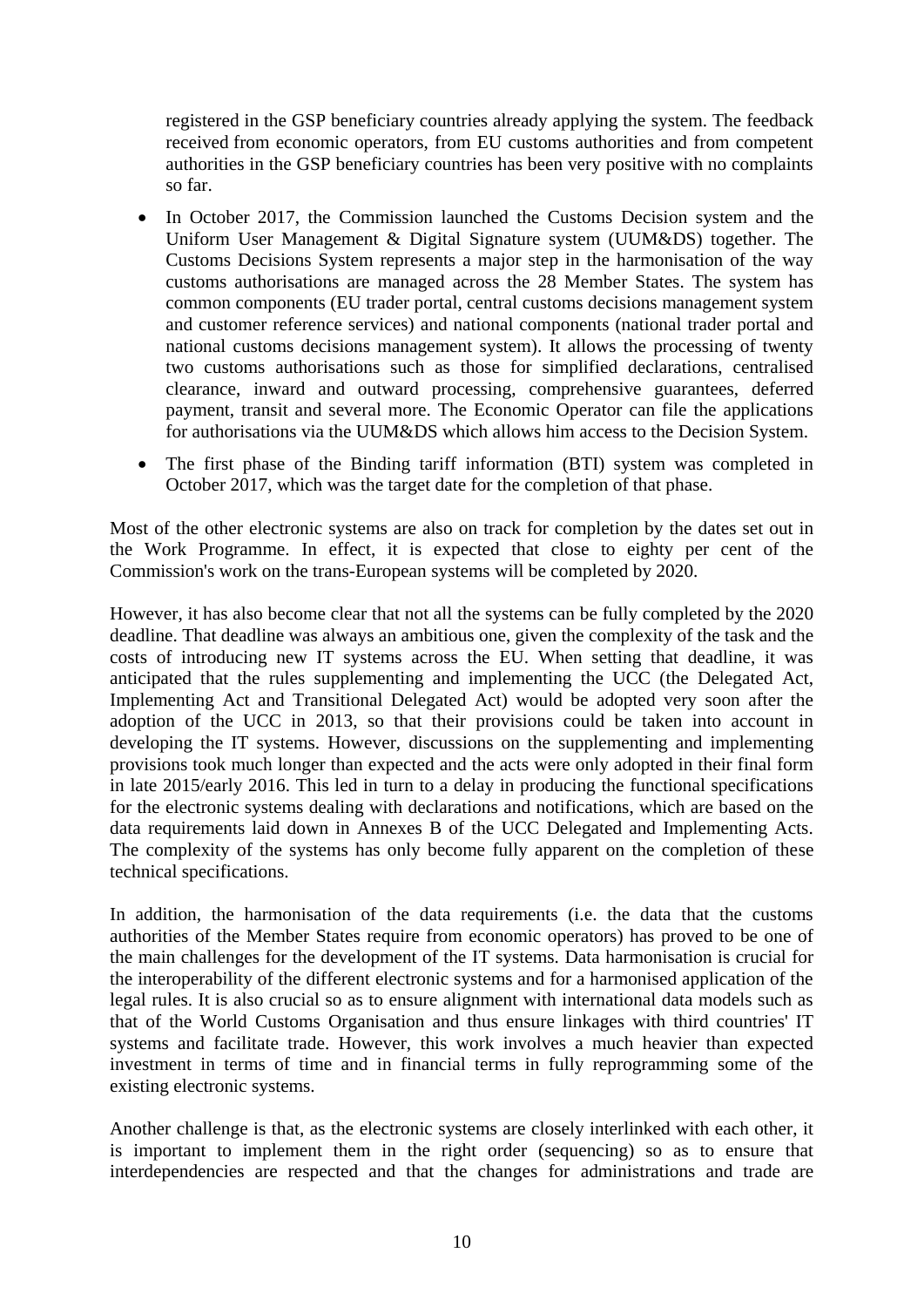registered in the GSP beneficiary countries already applying the system. The feedback received from economic operators, from EU customs authorities and from competent authorities in the GSP beneficiary countries has been very positive with no complaints so far.

- In October 2017, the Commission launched the Customs Decision system and the Uniform User Management & Digital Signature system (UUM&DS) together. The Customs Decisions System represents a major step in the harmonisation of the way customs authorisations are managed across the 28 Member States. The system has common components (EU trader portal, central customs decisions management system and customer reference services) and national components (national trader portal and national customs decisions management system). It allows the processing of twenty two customs authorisations such as those for simplified declarations, centralised clearance, inward and outward processing, comprehensive guarantees, deferred payment, transit and several more. The Economic Operator can file the applications for authorisations via the UUM&DS which allows him access to the Decision System.
- The first phase of the Binding tariff information (BTI) system was completed in October 2017, which was the target date for the completion of that phase.

Most of the other electronic systems are also on track for completion by the dates set out in the Work Programme. In effect, it is expected that close to eighty per cent of the Commission's work on the trans-European systems will be completed by 2020.

However, it has also become clear that not all the systems can be fully completed by the 2020 deadline. That deadline was always an ambitious one, given the complexity of the task and the costs of introducing new IT systems across the EU. When setting that deadline, it was anticipated that the rules supplementing and implementing the UCC (the Delegated Act, Implementing Act and Transitional Delegated Act) would be adopted very soon after the adoption of the UCC in 2013, so that their provisions could be taken into account in developing the IT systems. However, discussions on the supplementing and implementing provisions took much longer than expected and the acts were only adopted in their final form in late 2015/early 2016. This led in turn to a delay in producing the functional specifications for the electronic systems dealing with declarations and notifications, which are based on the data requirements laid down in Annexes B of the UCC Delegated and Implementing Acts. The complexity of the systems has only become fully apparent on the completion of these technical specifications.

In addition, the harmonisation of the data requirements (i.e. the data that the customs authorities of the Member States require from economic operators) has proved to be one of the main challenges for the development of the IT systems. Data harmonisation is crucial for the interoperability of the different electronic systems and for a harmonised application of the legal rules. It is also crucial so as to ensure alignment with international data models such as that of the World Customs Organisation and thus ensure linkages with third countries' IT systems and facilitate trade. However, this work involves a much heavier than expected investment in terms of time and in financial terms in fully reprogramming some of the existing electronic systems.

Another challenge is that, as the electronic systems are closely interlinked with each other, it is important to implement them in the right order (sequencing) so as to ensure that interdependencies are respected and that the changes for administrations and trade are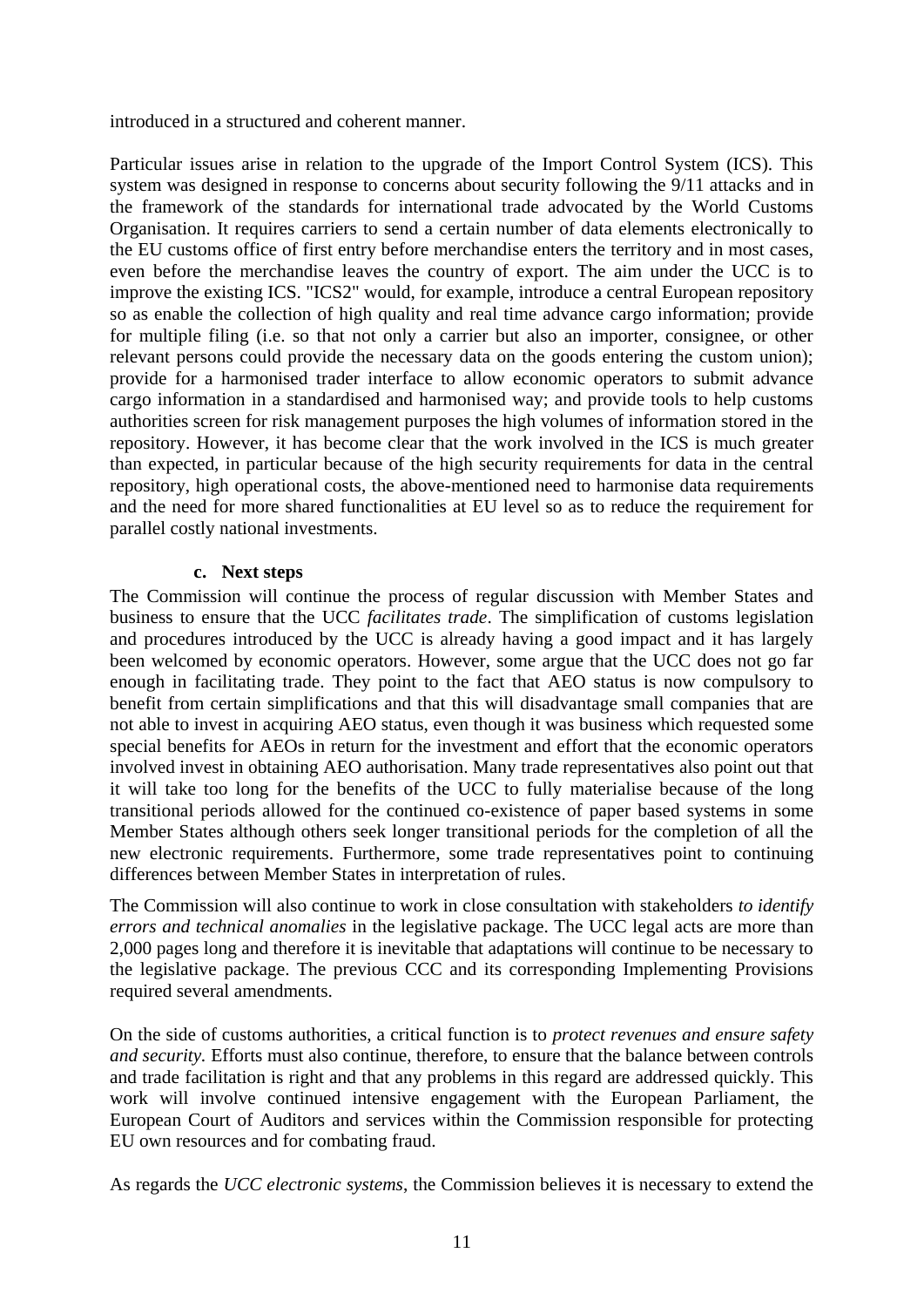introduced in a structured and coherent manner.

Particular issues arise in relation to the upgrade of the Import Control System (ICS). This system was designed in response to concerns about security following the 9/11 attacks and in the framework of the standards for international trade advocated by the World Customs Organisation. It requires carriers to send a certain number of data elements electronically to the EU customs office of first entry before merchandise enters the territory and in most cases, even before the merchandise leaves the country of export. The aim under the UCC is to improve the existing ICS. "ICS2" would, for example, introduce a central European repository so as enable the collection of high quality and real time advance cargo information; provide for multiple filing (i.e. so that not only a carrier but also an importer, consignee, or other relevant persons could provide the necessary data on the goods entering the custom union); provide for a harmonised trader interface to allow economic operators to submit advance cargo information in a standardised and harmonised way; and provide tools to help customs authorities screen for risk management purposes the high volumes of information stored in the repository. However, it has become clear that the work involved in the ICS is much greater than expected, in particular because of the high security requirements for data in the central repository, high operational costs, the above-mentioned need to harmonise data requirements and the need for more shared functionalities at EU level so as to reduce the requirement for parallel costly national investments.

### c. Next steps

The Commission will continue the process of regular discussion with Member States and business to ensure that the UCC *facilitates trade*. The simplification of customs legislation and procedures introduced by the UCC is already having a good impact and it has largely been welcomed by economic operators. However, some argue that the UCC does not go far enough in facilitating trade. They point to the fact that AEO status is now compulsory to benefit from certain simplifications and that this will disadvantage small companies that are not able to invest in acquiring AEO status, even though it was business which requested some special benefits for AEOs in return for the investment and effort that the economic operators involved invest in obtaining AEO authorisation. Many trade representatives also point out that it will take too long for the benefits of the UCC to fully materialise because of the long transitional periods allowed for the continued co-existence of paper based systems in some Member States although others seek longer transitional periods for the completion of all the new electronic requirements. Furthermore, some trade representatives point to continuing differences between Member States in interpretation of rules.

The Commission will also continue to work in close consultation with stakeholders *to identify errors and technical anomalies* in the legislative package. The UCC legal acts are more than 2,000 pages long and therefore it is inevitable that adaptations will continue to be necessary to the legislative package. The previous CCC and its corresponding Implementing Provisions required several amendments.

On the side of customs authorities, a critical function is to *protect revenues and ensure safety and security*. Efforts must also continue, therefore, to ensure that the balance between controls and trade facilitation is right and that any problems in this regard are addressed quickly. This work will involve continued intensive engagement with the European Parliament, the European Court of Auditors and services within the Commission responsible for protecting EU own resources and for combating fraud.

As regards the *UCC electronic systems*, the Commission believes it is necessary to extend the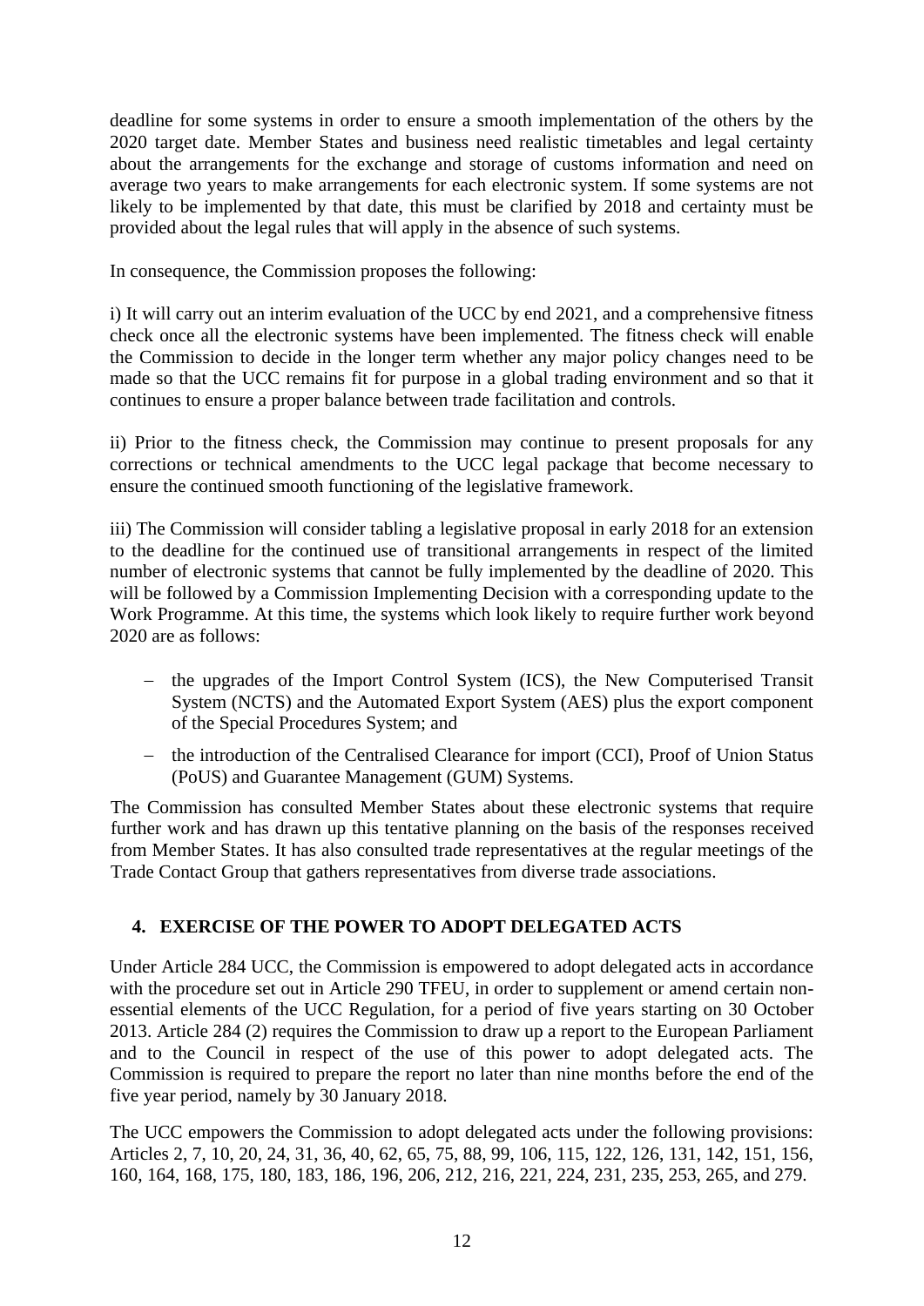deadline for some systems in order to ensure a smooth implementation of the others by the 2020 target date. Member States and business need realistic timetables and legal certainty about the arrangements for the exchange and storage of customs information and need on average two years to make arrangements for each electronic system. If some systems are not likely to be implemented by that date, this must be clarified by 2018 and certainty must be provided about the legal rules that will apply in the absence of such systems.

In consequence, the Commission proposes the following:

i) It will carry out an interim evaluation of the UCC by end 2021, and a comprehensive fitness check once all the electronic systems have been implemented. The fitness check will enable the Commission to decide in the longer term whether any major policy changes need to be made so that the UCC remains fit for purpose in a global trading environment and so that it continues to ensure a proper balance between trade facilitation and controls.

ii) Prior to the fitness check, the Commission may continue to present proposals for any corrections or technical amendments to the UCC legal package that become necessary to ensure the continued smooth functioning of the legislative framework.

iii) The Commission will consider tabling a legislative proposal in early 2018 for an extension to the deadline for the continued use of transitional arrangements in respect of the limited number of electronic systems that cannot be fully implemented by the deadline of 2020. This will be followed by a Commission Implementing Decision with a corresponding update to the Work Programme. At this time, the systems which look likely to require further work beyond 2020 are as follows:

- the upgrades of the Import Control System (ICS), the New Computerised Transit System (NCTS) and the Automated Export System (AES) plus the export component of the Special Procedures System; and
- the introduction of the Centralised Clearance for import (CCI), Proof of Union Status (PoUS) and Guarantee Management (GUM) Systems.

The Commission has consulted Member States about these electronic systems that require further work and has drawn up this tentative planning on the basis of the responses received from Member States. It has also consulted trade representatives at the regular meetings of the Trade Contact Group that gathers representatives from diverse trade associations.

## 4. EXERCISE OF THE POWER TO ADOPT DELEGATED ACTS

Under Article 284 UCC, the Commission is empowered to adopt delegated acts in accordance with the procedure set out in Article 290 TFEU, in order to supplement or amend certain non-essential elements of the UCC Regulation, for a period of five years starting on 30 October 2013. Article 284 (2) requires the Commission to draw up a report to the European Parliament and to the Council in respect of the use of this power to adopt delegated acts. The Commission is required to prepare the report no later than nine months before the end of the five year period, namely by 30 January 2018.

The UCC empowers the Commission to adopt delegated acts under the following provisions: Articles 2, 7, 10, 20, 24, 31, 36, 40, 62, 65, 75, 88, 99, 106, 115, 122, 126, 131, 142, 151, 156, 160, 164, 168, 175, 180, 183, 186, 196, 206, 212, 216, 221, 224, 231, 235, 253, 265, and 279.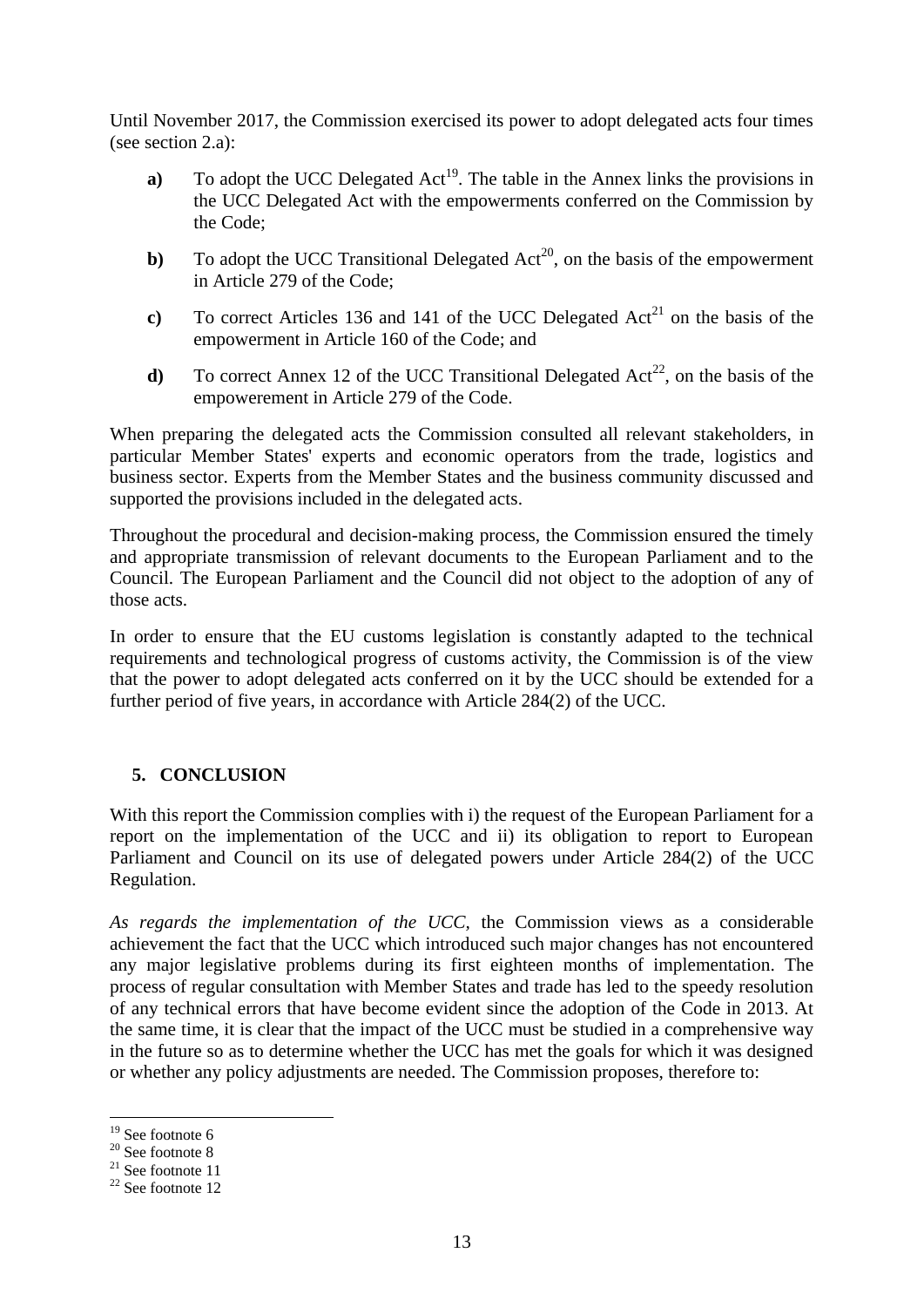Until November 2017, the Commission exercised its power to adopt delegated acts four times (see section 2.a):

- **a)** To adopt the UCC Delegated Act[19]. The table in the Annex links the provisions in the UCC Delegated Act with the empowerments conferred on the Commission by the Code;
- **b)** To adopt the UCC Transitional Delegated Act[20], on the basis of the empowerment in Article 279 of the Code;
- **c)** To correct Articles 136 and 141 of the UCC Delegated Act[21] on the basis of the empowerment in Article 160 of the Code; and
- **d)** To correct Annex 12 of the UCC Transitional Delegated Act[22], on the basis of the empowerement in Article 279 of the Code.

When preparing the delegated acts the Commission consulted all relevant stakeholders, in particular Member States' experts and economic operators from the trade, logistics and business sector. Experts from the Member States and the business community discussed and supported the provisions included in the delegated acts.

Throughout the procedural and decision-making process, the Commission ensured the timely and appropriate transmission of relevant documents to the European Parliament and to the Council. The European Parliament and the Council did not object to the adoption of any of those acts.

In order to ensure that the EU customs legislation is constantly adapted to the technical requirements and technological progress of customs activity, the Commission is of the view that the power to adopt delegated acts conferred on it by the UCC should be extended for a further period of five years, in accordance with Article 284(2) of the UCC.

## 5. CONCLUSION

With this report the Commission complies with i) the request of the European Parliament for a report on the implementation of the UCC and ii) its obligation to report to European Parliament and Council on its use of delegated powers under Article 284(2) of the UCC Regulation.

*As regards the implementation of the UCC,* the Commission views as a considerable achievement the fact that the UCC which introduced such major changes has not encountered any major legislative problems during its first eighteen months of implementation. The process of regular consultation with Member States and trade has led to the speedy resolution of any technical errors that have become evident since the adoption of the Code in 2013. At the same time, it is clear that the impact of the UCC must be studied in a comprehensive way in the future so as to determine whether the UCC has met the goals for which it was designed or whether any policy adjustments are needed. The Commission proposes, therefore to:

---

[19] See footnote 6

[20] See footnote 8

[21] See footnote 11

[22] See footnote 12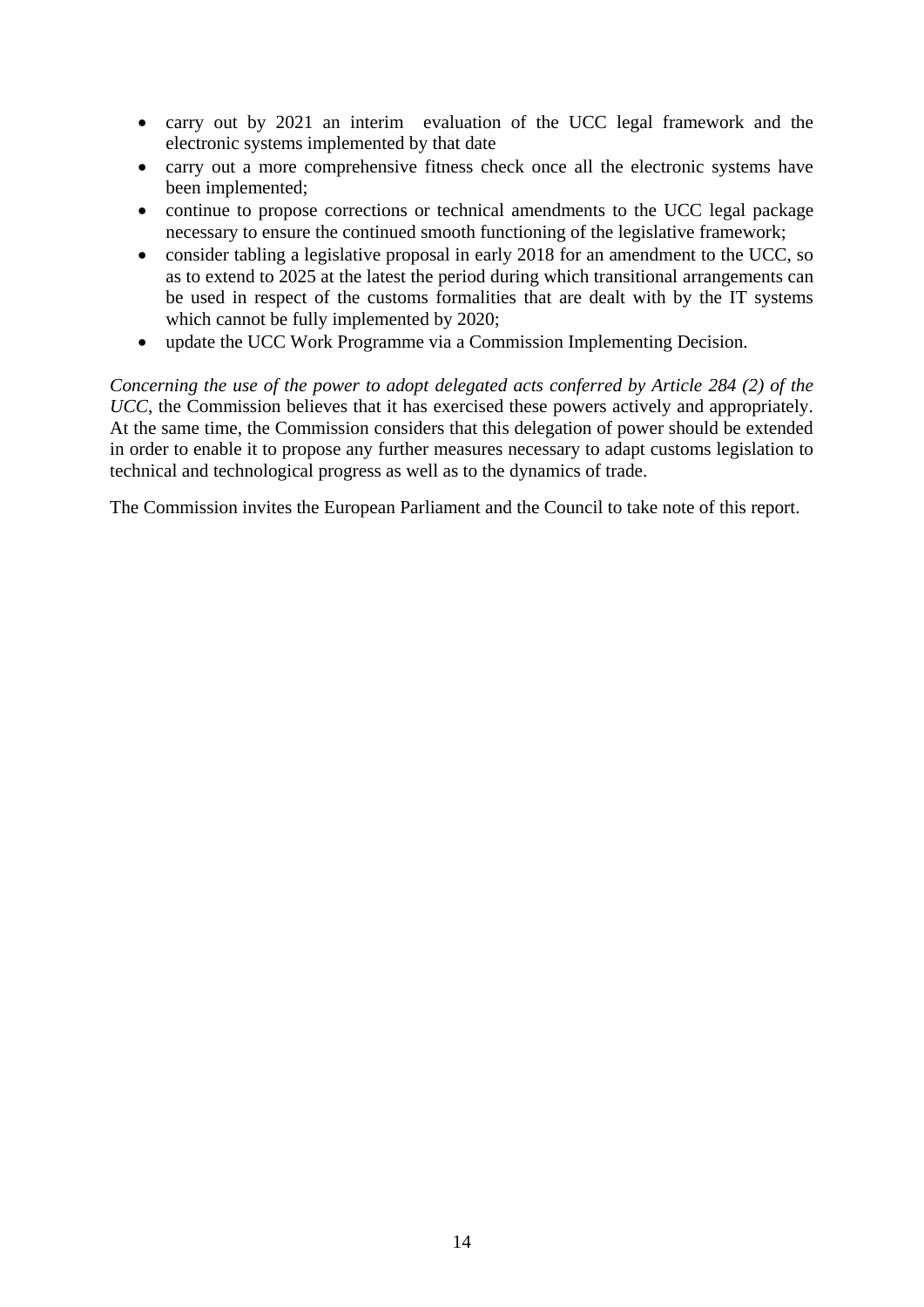- carry out by 2021 an interim evaluation of the UCC legal framework and the electronic systems implemented by that date
- carry out a more comprehensive fitness check once all the electronic systems have been implemented;
- continue to propose corrections or technical amendments to the UCC legal package necessary to ensure the continued smooth functioning of the legislative framework;
- consider tabling a legislative proposal in early 2018 for an amendment to the UCC, so as to extend to 2025 at the latest the period during which transitional arrangements can be used in respect of the customs formalities that are dealt with by the IT systems which cannot be fully implemented by 2020;
- update the UCC Work Programme via a Commission Implementing Decision.

*Concerning the use of the power to adopt delegated acts conferred by Article 284 (2) of the UCC*, the Commission believes that it has exercised these powers actively and appropriately. At the same time, the Commission considers that this delegation of power should be extended in order to enable it to propose any further measures necessary to adapt customs legislation to technical and technological progress as well as to the dynamics of trade.

The Commission invites the European Parliament and the Council to take note of this report.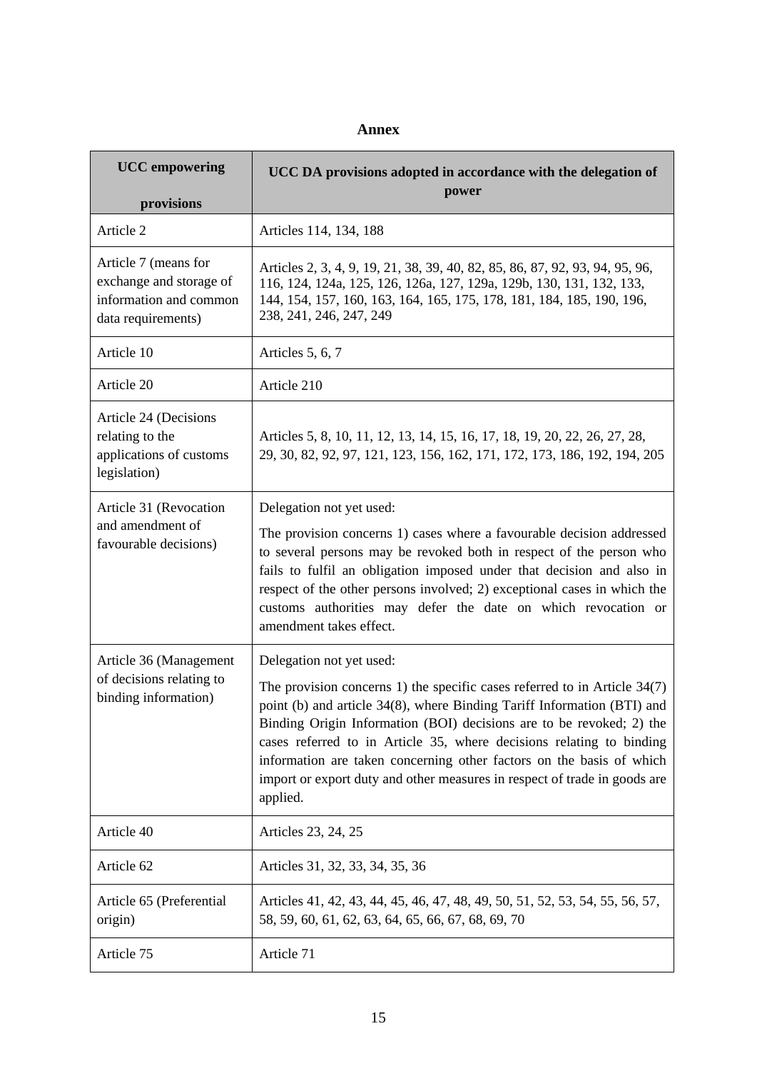**Annex**

| UCC empowering provisions | UCC DA provisions adopted in accordance with the delegation of power |
|---|---|
| Article 2 | Articles 114, 134, 188 |
| Article 7 (means for exchange and storage of information and common data requirements) | Articles 2, 3, 4, 9, 19, 21, 38, 39, 40, 82, 85, 86, 87, 92, 93, 94, 95, 96, 116, 124, 124a, 125, 126, 126a, 127, 129a, 129b, 130, 131, 132, 133, 144, 154, 157, 160, 163, 164, 165, 175, 178, 181, 184, 185, 190, 196, 238, 241, 246, 247, 249 |
| Article 10 | Articles 5, 6, 7 |
| Article 20 | Article 210 |
| Article 24 (Decisions relating to the applications of customs legislation) | Articles 5, 8, 10, 11, 12, 13, 14, 15, 16, 17, 18, 19, 20, 22, 26, 27, 28, 29, 30, 82, 92, 97, 121, 123, 156, 162, 171, 172, 173, 186, 192, 194, 205 |
| Article 31 (Revocation and amendment of favourable decisions) | Delegation not yet used: The provision concerns 1) cases where a favourable decision addressed to several persons may be revoked both in respect of the person who fails to fulfil an obligation imposed under that decision and also in respect of the other persons involved; 2) exceptional cases in which the customs authorities may defer the date on which revocation or amendment takes effect. |
| Article 36 (Management of decisions relating to binding information) | Delegation not yet used: The provision concerns 1) the specific cases referred to in Article 34(7) point (b) and article 34(8), where Binding Tariff Information (BTI) and Binding Origin Information (BOI) decisions are to be revoked; 2) the cases referred to in Article 35, where decisions relating to binding information are taken concerning other factors on the basis of which import or export duty and other measures in respect of trade in goods are applied. |
| Article 40 | Articles 23, 24, 25 |
| Article 62 | Articles 31, 32, 33, 34, 35, 36 |
| Article 65 (Preferential origin) | Articles 41, 42, 43, 44, 45, 46, 47, 48, 49, 50, 51, 52, 53, 54, 55, 56, 57, 58, 59, 60, 61, 62, 63, 64, 65, 66, 67, 68, 69, 70 |
| Article 75 | Article 71 |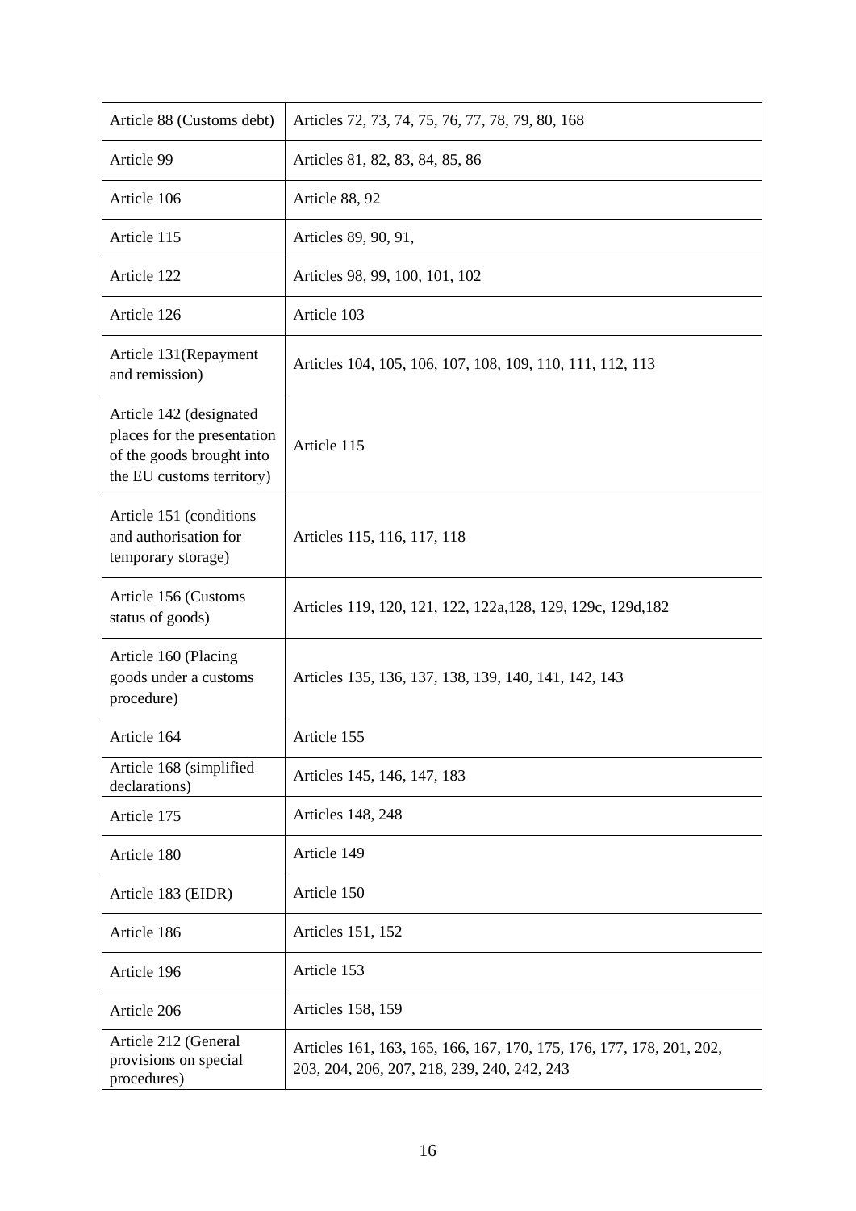| | |
|---|---|
| Article 88 (Customs debt) | Articles 72, 73, 74, 75, 76, 77, 78, 79, 80, 168 |
| Article 99 | Articles 81, 82, 83, 84, 85, 86 |
| Article 106 | Article 88, 92 |
| Article 115 | Articles 89, 90, 91, |
| Article 122 | Articles 98, 99, 100, 101, 102 |
| Article 126 | Article 103 |
| Article 131(Repayment and remission) | Articles 104, 105, 106, 107, 108, 109, 110, 111, 112, 113 |
| Article 142 (designated places for the presentation of the goods brought into the EU customs territory) | Article 115 |
| Article 151 (conditions and authorisation for temporary storage) | Articles 115, 116, 117, 118 |
| Article 156 (Customs status of goods) | Articles 119, 120, 121, 122, 122a,128, 129, 129c, 129d,182 |
| Article 160 (Placing goods under a customs procedure) | Articles 135, 136, 137, 138, 139, 140, 141, 142, 143 |
| Article 164 | Article 155 |
| Article 168 (simplified declarations) | Articles 145, 146, 147, 183 |
| Article 175 | Articles 148, 248 |
| Article 180 | Article 149 |
| Article 183 (EIDR) | Article 150 |
| Article 186 | Articles 151, 152 |
| Article 196 | Article 153 |
| Article 206 | Articles 158, 159 |
| Article 212 (General provisions on special procedures) | Articles 161, 163, 165, 166, 167, 170, 175, 176, 177, 178, 201, 202, 203, 204, 206, 207, 218, 239, 240, 242, 243 |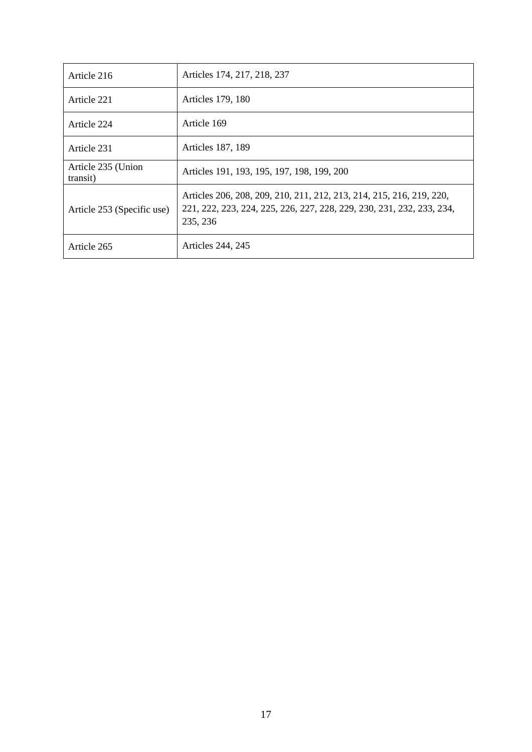| | |
|---|---|
| Article 216 | Articles 174, 217, 218, 237 |
| Article 221 | Articles 179, 180 |
| Article 224 | Article 169 |
| Article 231 | Articles 187, 189 |
| Article 235 (Union transit) | Articles 191, 193, 195, 197, 198, 199, 200 |
| Article 253 (Specific use) | Articles 206, 208, 209, 210, 211, 212, 213, 214, 215, 216, 219, 220, 221, 222, 223, 224, 225, 226, 227, 228, 229, 230, 231, 232, 233, 234, 235, 236 |
| Article 265 | Articles 244, 245 |